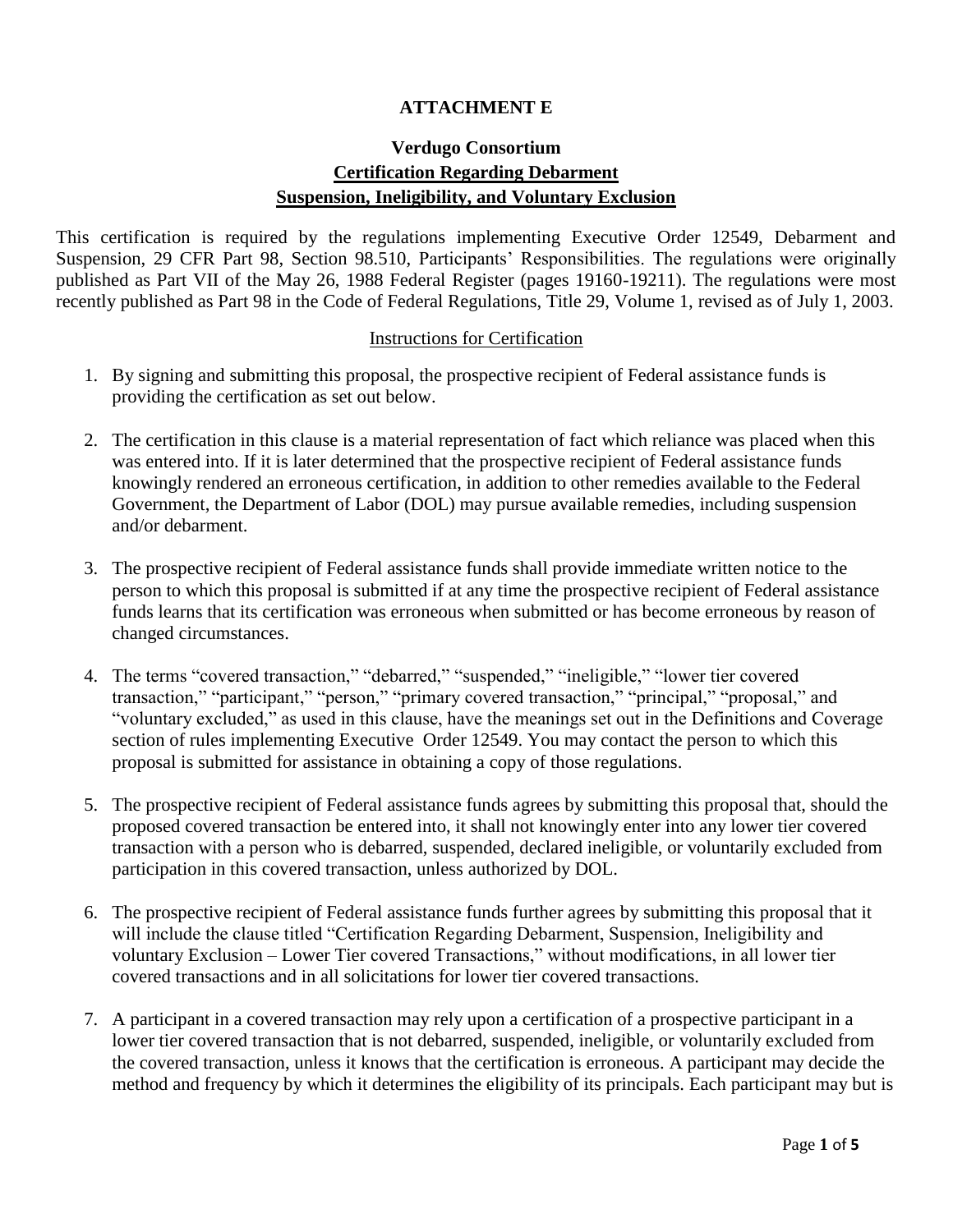# ATTACHMENT E

## Verdugo Consortium

## Certification Regarding Debarment Suspension, Ineligibility, and Voluntary Exclusion

This certification is required by the regulations implementing Executive Order 12549, Debarment and Suspension, 29 CFR Part 98, Section 98.510, Participants' Responsibilities. The regulations were originally published as Part VII of the May 26, 1988 Federal Register (pages 19160-19211). The regulations were most recently published as Part 98 in the Code of Federal Regulations, Title 29, Volume 1, revised as of July 1, 2003.

### Instructions for Certification

1. By signing and submitting this proposal, the prospective recipient of Federal assistance funds is providing the certification as set out below.

2. The certification in this clause is a material representation of fact which reliance was placed when this was entered into. If it is later determined that the prospective recipient of Federal assistance funds knowingly rendered an erroneous certification, in addition to other remedies available to the Federal Government, the Department of Labor (DOL) may pursue available remedies, including suspension and/or debarment.

3. The prospective recipient of Federal assistance funds shall provide immediate written notice to the person to which this proposal is submitted if at any time the prospective recipient of Federal assistance funds learns that its certification was erroneous when submitted or has become erroneous by reason of changed circumstances.

4. The terms "covered transaction," "debarred," "suspended," "ineligible," "lower tier covered transaction," "participant," "person," "primary covered transaction," "principal," "proposal," and "voluntary excluded," as used in this clause, have the meanings set out in the Definitions and Coverage section of rules implementing Executive Order 12549. You may contact the person to which this proposal is submitted for assistance in obtaining a copy of those regulations.

5. The prospective recipient of Federal assistance funds agrees by submitting this proposal that, should the proposed covered transaction be entered into, it shall not knowingly enter into any lower tier covered transaction with a person who is debarred, suspended, declared ineligible, or voluntarily excluded from participation in this covered transaction, unless authorized by DOL.

6. The prospective recipient of Federal assistance funds further agrees by submitting this proposal that it will include the clause titled "Certification Regarding Debarment, Suspension, Ineligibility and voluntary Exclusion – Lower Tier covered Transactions," without modifications, in all lower tier covered transactions and in all solicitations for lower tier covered transactions.

7. A participant in a covered transaction may rely upon a certification of a prospective participant in a lower tier covered transaction that is not debarred, suspended, ineligible, or voluntarily excluded from the covered transaction, unless it knows that the certification is erroneous. A participant may decide the method and frequency by which it determines the eligibility of its principals. Each participant may but is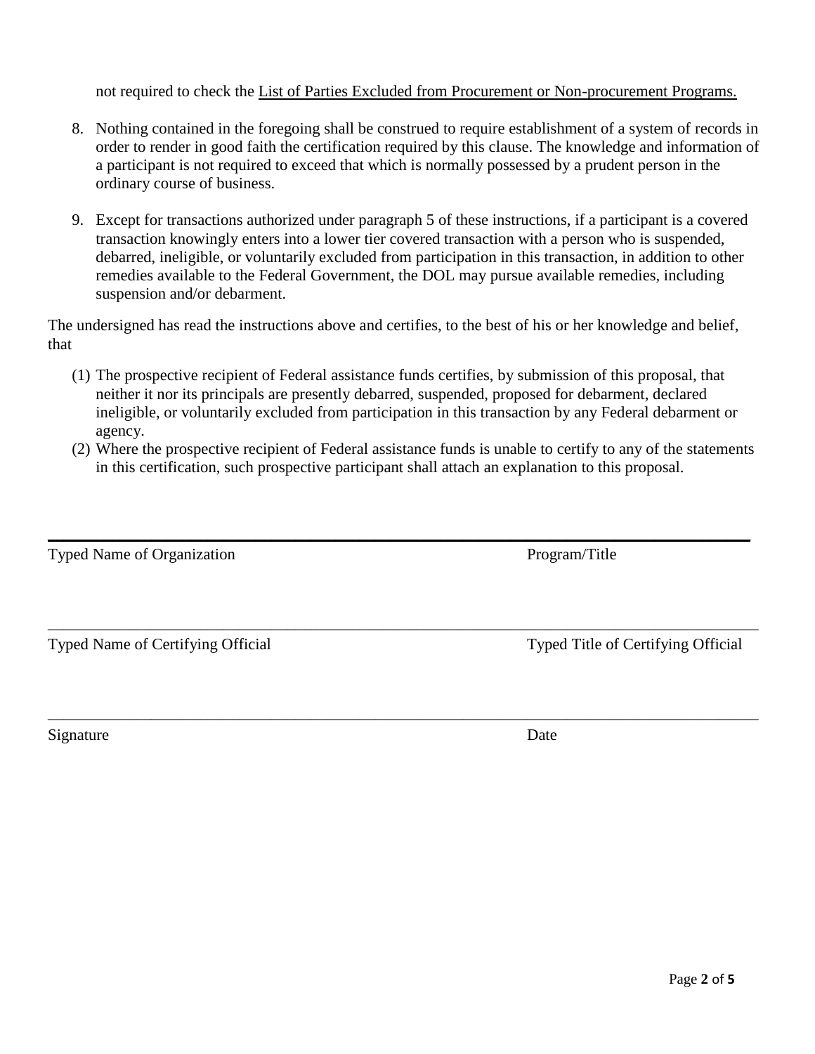not required to check the List of Parties Excluded from Procurement or Non-procurement Programs.

8. Nothing contained in the foregoing shall be construed to require establishment of a system of records in order to render in good faith the certification required by this clause. The knowledge and information of a participant is not required to exceed that which is normally possessed by a prudent person in the ordinary course of business.

9. Except for transactions authorized under paragraph 5 of these instructions, if a participant is a covered transaction knowingly enters into a lower tier covered transaction with a person who is suspended, debarred, ineligible, or voluntarily excluded from participation in this transaction, in addition to other remedies available to the Federal Government, the DOL may pursue available remedies, including suspension and/or debarment.

The undersigned has read the instructions above and certifies, to the best of his or her knowledge and belief, that

(1) The prospective recipient of Federal assistance funds certifies, by submission of this proposal, that neither it nor its principals are presently debarred, suspended, proposed for debarment, declared ineligible, or voluntarily excluded from participation in this transaction by any Federal debarment or agency.

(2) Where the prospective recipient of Federal assistance funds is unable to certify to any of the statements in this certification, such prospective participant shall attach an explanation to this proposal.

\_\_\_\_\_\_\_\_\_\_\_\_\_\_\_\_\_\_\_\_\_\_\_\_\_\_\_\_\_\_\_\_\_\_\_\_\_\_\_\_\_\_\_\_\_\_\_\_\_\_\_\_\_\_\_\_\_\_\_\_\_\_\_\_\_\_\_\_\_\_\_\_\_\_\_\_\_\_

Typed Name of Organization Program/Title

\_\_\_\_\_\_\_\_\_\_\_\_\_\_\_\_\_\_\_\_\_\_\_\_\_\_\_\_\_\_\_\_\_\_\_\_\_\_\_\_\_\_\_\_\_\_\_\_\_\_\_\_\_\_\_\_\_\_\_\_\_\_\_\_\_\_\_\_\_\_\_\_\_\_\_\_\_\_

Typed Name of Certifying Official Typed Title of Certifying Official

\_\_\_\_\_\_\_\_\_\_\_\_\_\_\_\_\_\_\_\_\_\_\_\_\_\_\_\_\_\_\_\_\_\_\_\_\_\_\_\_\_\_\_\_\_\_\_\_\_\_\_\_\_\_\_\_\_\_\_\_\_\_\_\_\_\_\_\_\_\_\_\_\_\_\_\_\_\_

Signature Date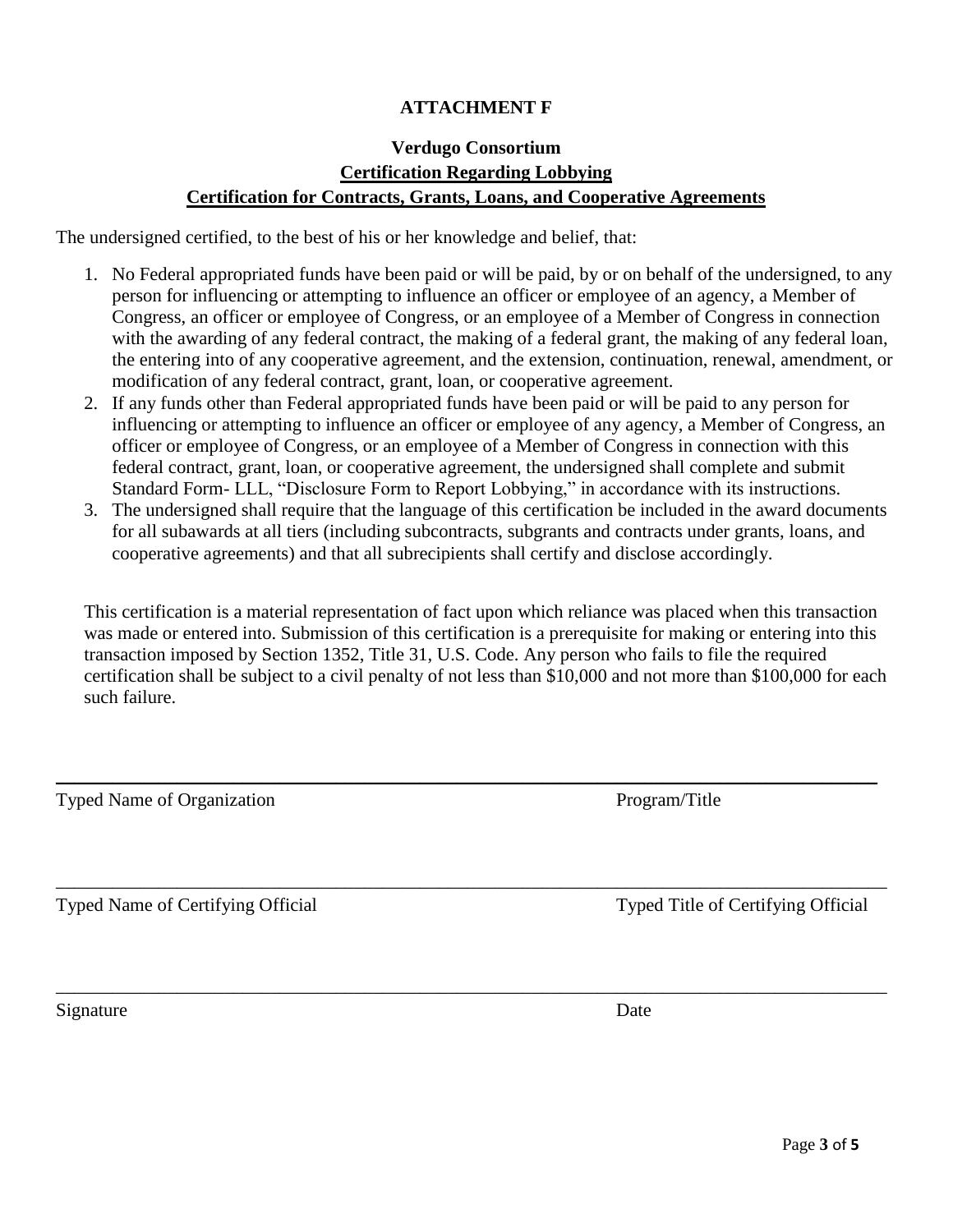**ATTACHMENT F**

**Verdugo Consortium**

**Certification Regarding Lobbying**

**Certification for Contracts, Grants, Loans, and Cooperative Agreements**

The undersigned certified, to the best of his or her knowledge and belief, that:

1. No Federal appropriated funds have been paid or will be paid, by or on behalf of the undersigned, to any person for influencing or attempting to influence an officer or employee of an agency, a Member of Congress, an officer or employee of Congress, or an employee of a Member of Congress in connection with the awarding of any federal contract, the making of a federal grant, the making of any federal loan, the entering into of any cooperative agreement, and the extension, continuation, renewal, amendment, or modification of any federal contract, grant, loan, or cooperative agreement.
2. If any funds other than Federal appropriated funds have been paid or will be paid to any person for influencing or attempting to influence an officer or employee of any agency, a Member of Congress, an officer or employee of Congress, or an employee of a Member of Congress in connection with this federal contract, grant, loan, or cooperative agreement, the undersigned shall complete and submit Standard Form- LLL, "Disclosure Form to Report Lobbying," in accordance with its instructions.
3. The undersigned shall require that the language of this certification be included in the award documents for all subawards at all tiers (including subcontracts, subgrants and contracts under grants, loans, and cooperative agreements) and that all subrecipients shall certify and disclose accordingly.

This certification is a material representation of fact upon which reliance was placed when this transaction was made or entered into. Submission of this certification is a prerequisite for making or entering into this transaction imposed by Section 1352, Title 31, U.S. Code. Any person who fails to file the required certification shall be subject to a civil penalty of not less than $10,000 and not more than $100,000 for each such failure.

______________________________________________________________________________

Typed Name of Organization                                                    Program/Title

______________________________________________________________________________

Typed Name of Certifying Official                                            Typed Title of Certifying Official

______________________________________________________________________________

Signature                                                                                  Date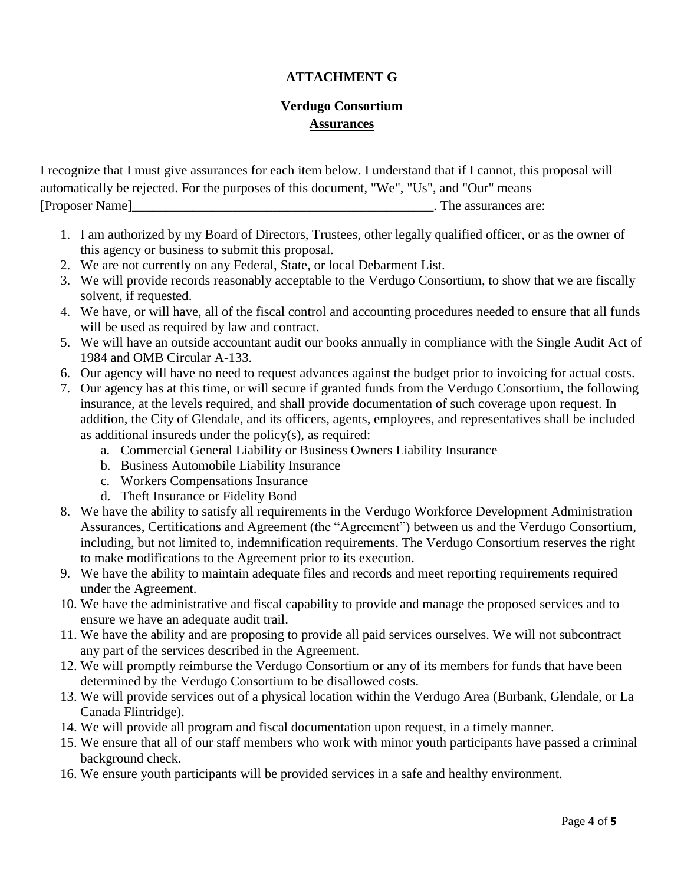# ATTACHMENT G

## Verdugo Consortium
## <u>Assurances</u>

I recognize that I must give assurances for each item below. I understand that if I cannot, this proposal will automatically be rejected. For the purposes of this document, "We", "Us", and "Our" means [Proposer Name]_______________________________________________. The assurances are:

1. I am authorized by my Board of Directors, Trustees, other legally qualified officer, or as the owner of this agency or business to submit this proposal.
2. We are not currently on any Federal, State, or local Debarment List.
3. We will provide records reasonably acceptable to the Verdugo Consortium, to show that we are fiscally solvent, if requested.
4. We have, or will have, all of the fiscal control and accounting procedures needed to ensure that all funds will be used as required by law and contract.
5. We will have an outside accountant audit our books annually in compliance with the Single Audit Act of 1984 and OMB Circular A-133.
6. Our agency will have no need to request advances against the budget prior to invoicing for actual costs.
7. Our agency has at this time, or will secure if granted funds from the Verdugo Consortium, the following insurance, at the levels required, and shall provide documentation of such coverage upon request. In addition, the City of Glendale, and its officers, agents, employees, and representatives shall be included as additional insureds under the policy(s), as required:
   a. Commercial General Liability or Business Owners Liability Insurance
   b. Business Automobile Liability Insurance
   c. Workers Compensations Insurance
   d. Theft Insurance or Fidelity Bond
8. We have the ability to satisfy all requirements in the Verdugo Workforce Development Administration Assurances, Certifications and Agreement (the "Agreement") between us and the Verdugo Consortium, including, but not limited to, indemnification requirements. The Verdugo Consortium reserves the right to make modifications to the Agreement prior to its execution.
9. We have the ability to maintain adequate files and records and meet reporting requirements required under the Agreement.
10. We have the administrative and fiscal capability to provide and manage the proposed services and to ensure we have an adequate audit trail.
11. We have the ability and are proposing to provide all paid services ourselves. We will not subcontract any part of the services described in the Agreement.
12. We will promptly reimburse the Verdugo Consortium or any of its members for funds that have been determined by the Verdugo Consortium to be disallowed costs.
13. We will provide services out of a physical location within the Verdugo Area (Burbank, Glendale, or La Canada Flintridge).
14. We will provide all program and fiscal documentation upon request, in a timely manner.
15. We ensure that all of our staff members who work with minor youth participants have passed a criminal background check.
16. We ensure youth participants will be provided services in a safe and healthy environment.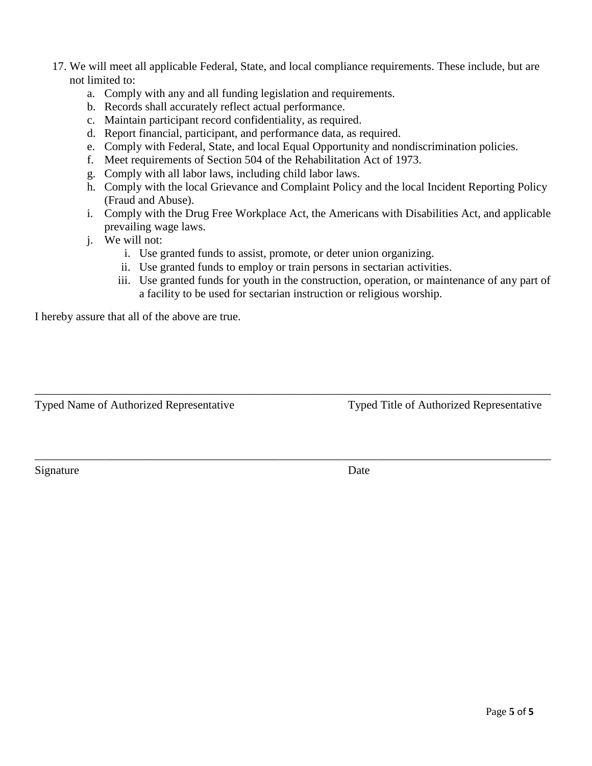17. We will meet all applicable Federal, State, and local compliance requirements. These include, but are not limited to:
    a. Comply with any and all funding legislation and requirements.
    b. Records shall accurately reflect actual performance.
    c. Maintain participant record confidentiality, as required.
    d. Report financial, participant, and performance data, as required.
    e. Comply with Federal, State, and local Equal Opportunity and nondiscrimination policies.
    f. Meet requirements of Section 504 of the Rehabilitation Act of 1973.
    g. Comply with all labor laws, including child labor laws.
    h. Comply with the local Grievance and Complaint Policy and the local Incident Reporting Policy (Fraud and Abuse).
    i. Comply with the Drug Free Workplace Act, the Americans with Disabilities Act, and applicable prevailing wage laws.
    j. We will not:
        i. Use granted funds to assist, promote, or deter union organizing.
        ii. Use granted funds to employ or train persons in sectarian activities.
        iii. Use granted funds for youth in the construction, operation, or maintenance of any part of a facility to be used for sectarian instruction or religious worship.

I hereby assure that all of the above are true.

\_\_\_\_\_\_\_\_\_\_\_\_\_\_\_\_\_\_\_\_\_\_\_\_\_\_\_\_\_\_\_\_\_\_\_\_\_\_\_\_\_\_\_\_\_\_\_\_\_\_\_\_\_\_\_\_\_\_\_\_\_\_\_\_\_\_\_\_\_\_\_\_\_\_\_\_\_\_\_\_\_\_\_\_\_\_

Typed Name of Authorized Representative          Typed Title of Authorized Representative

\_\_\_\_\_\_\_\_\_\_\_\_\_\_\_\_\_\_\_\_\_\_\_\_\_\_\_\_\_\_\_\_\_\_\_\_\_\_\_\_\_\_\_\_\_\_\_\_\_\_\_\_\_\_\_\_\_\_\_\_\_\_\_\_\_\_\_\_\_\_\_\_\_\_\_\_\_\_\_\_\_\_\_\_\_\_

Signature          Date